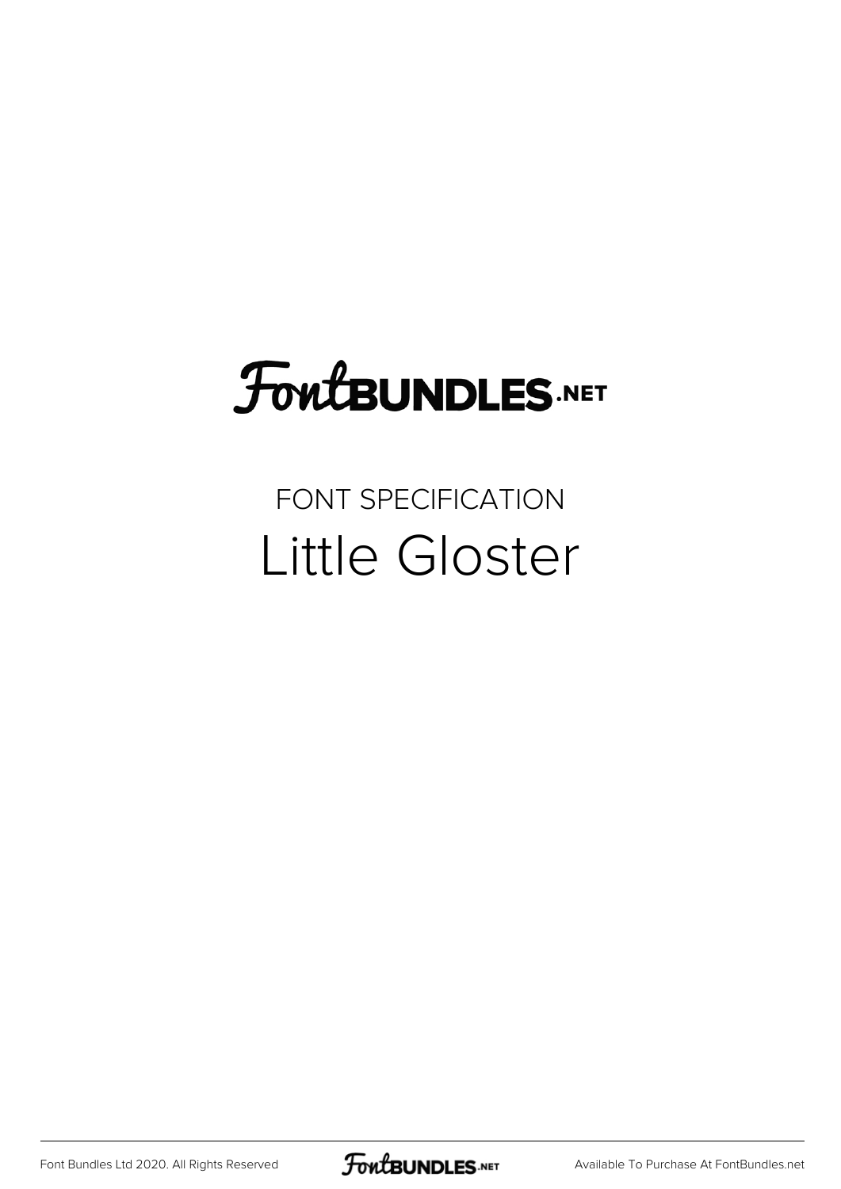FontBUNDLES.NET

FONT SPECIFICATION

# Little Gloster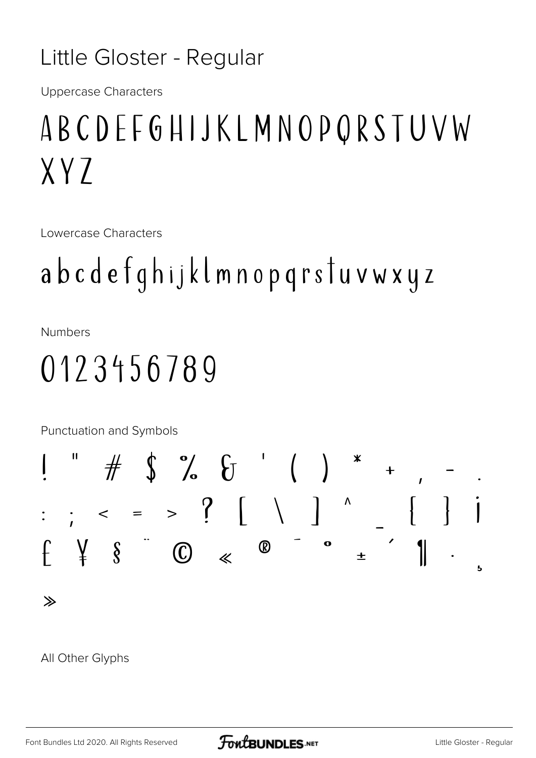# Little Gloster - Regular

Uppercase Characters

ABCDEFGHIJKLMNOPQRSTUVW
XYZ

Lowercase Characters

abcdefghijklmnopqrstuvwxyz

Numbers

0123456789

Punctuation and Symbols

! " # $ % & ' ( ) * + , - .
: ; < = > ? [ \ ] ^ _ { } ¡
£ ¥ § ¨ © « ® ¯ ° ± ´ ¶ · ¸
»

All Other Glyphs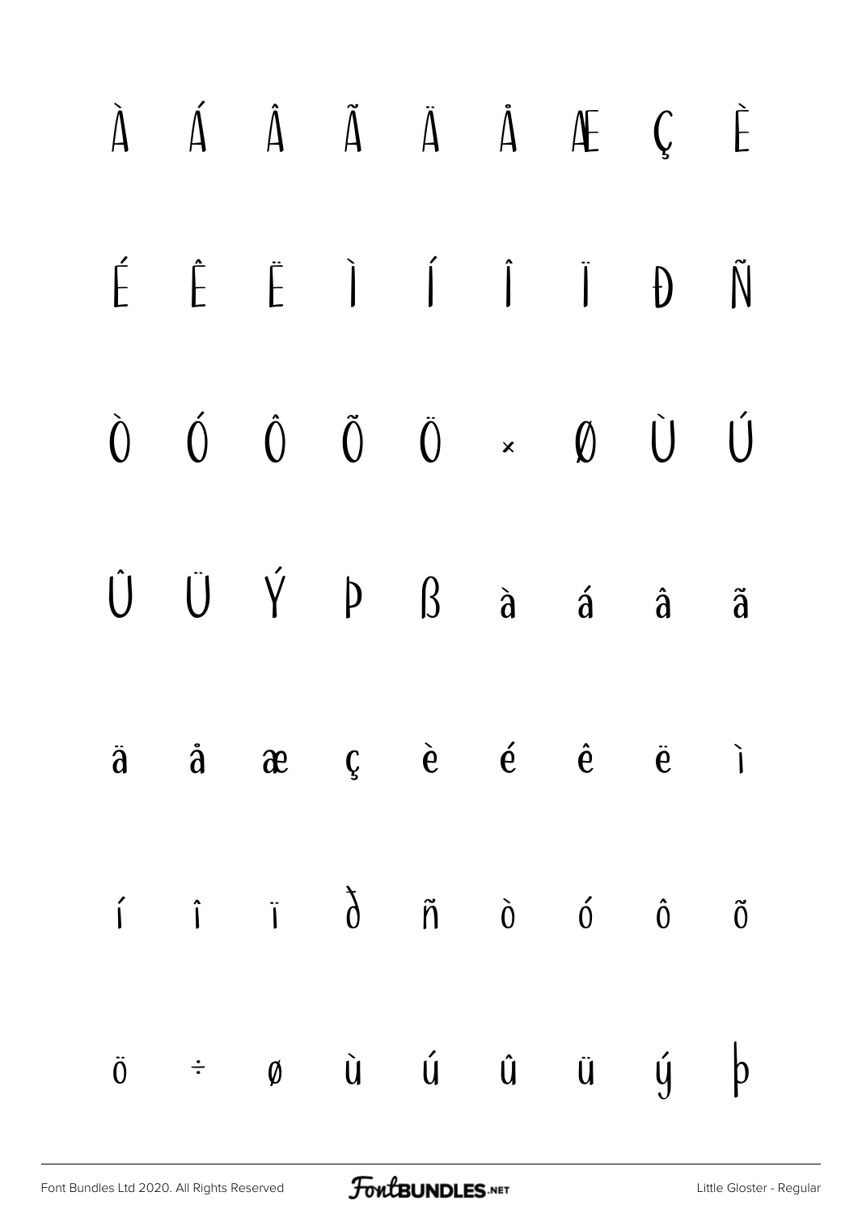À Á Â Ã Ä Å Æ Ç È

É Ê Ë Ì Í Î Ï Ð Ñ

Ò Ó Ô Õ Ö × Ø Ù Ú

Û Ü Ý Þ ß à á â ã

ä å æ ç è é ê ë ì

í î ï ð ñ ò ó ô õ

ö ÷ ø ù ú û ü ý þ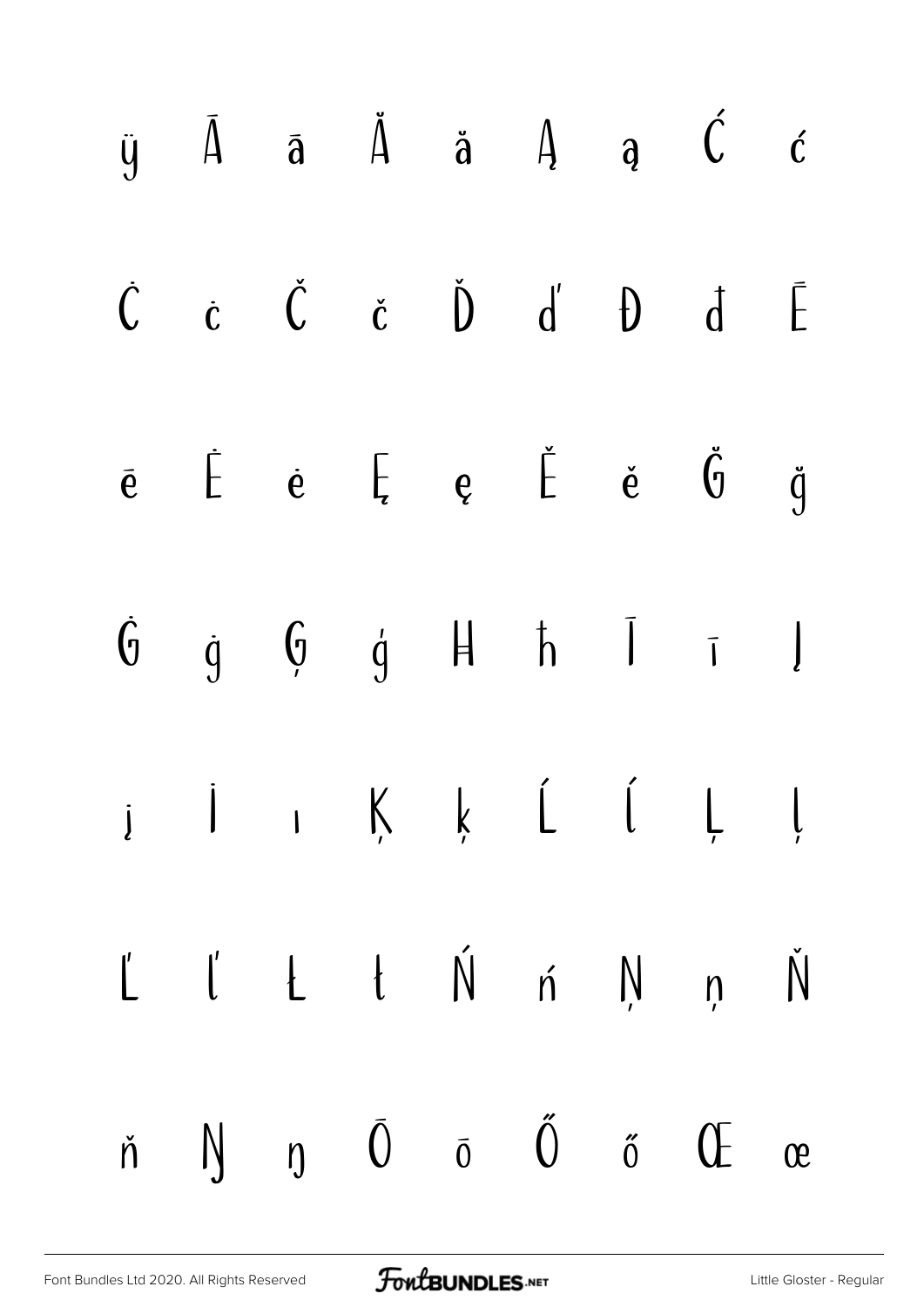ÿ Ā ā Ă ă Ą ą Ć ć

Ċ ċ Č č Ď ď Đ đ Ē

ē Ė ė Ę ę Ě ě Ğ ğ

Ġ ġ Ģ ģ Ħ ħ Ī ī Į

į İ ı Ķ ķ Ĺ ĺ Ļ ļ

Ľ ľ Ł ł Ń ń Ņ ņ Ň

ň Ŋ ŋ Ō ō Ő ő Œ œ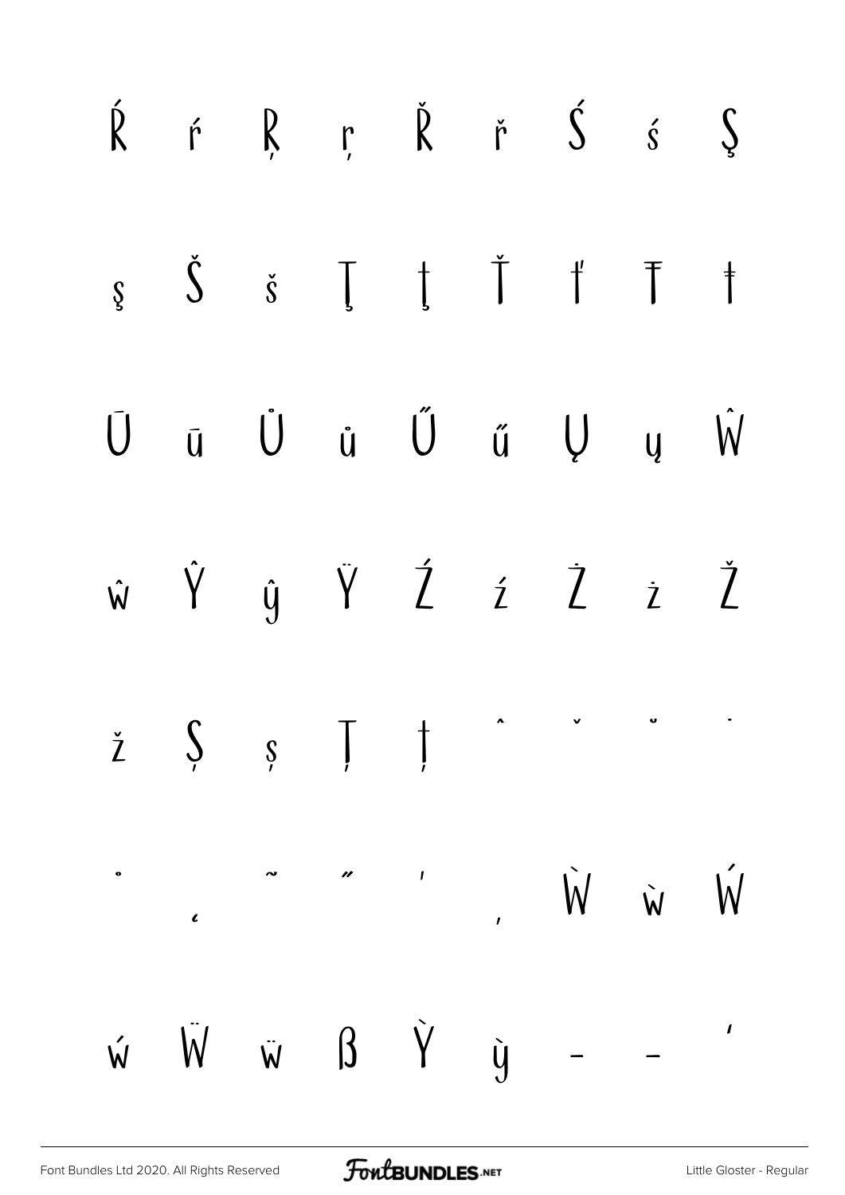Ŕ ŕ Ŗ ŗ Ř ř Ś ś Ş

ş Š š Ţ ţ Ť ť Ŧ ŧ

Ū ū Ů ů Ű ű Ų ų Ŵ

ŵ Ŷ ŷ Ÿ Ź ź Ż ż Ž

ž Ș ș Ț ț ˆ ˇ ˘ ˙

˚ ˛ ˜ ˝ ' , Ẁ ẁ Ẃ

ẃ Ẅ ẅ ẞ Ỳ ỳ – — '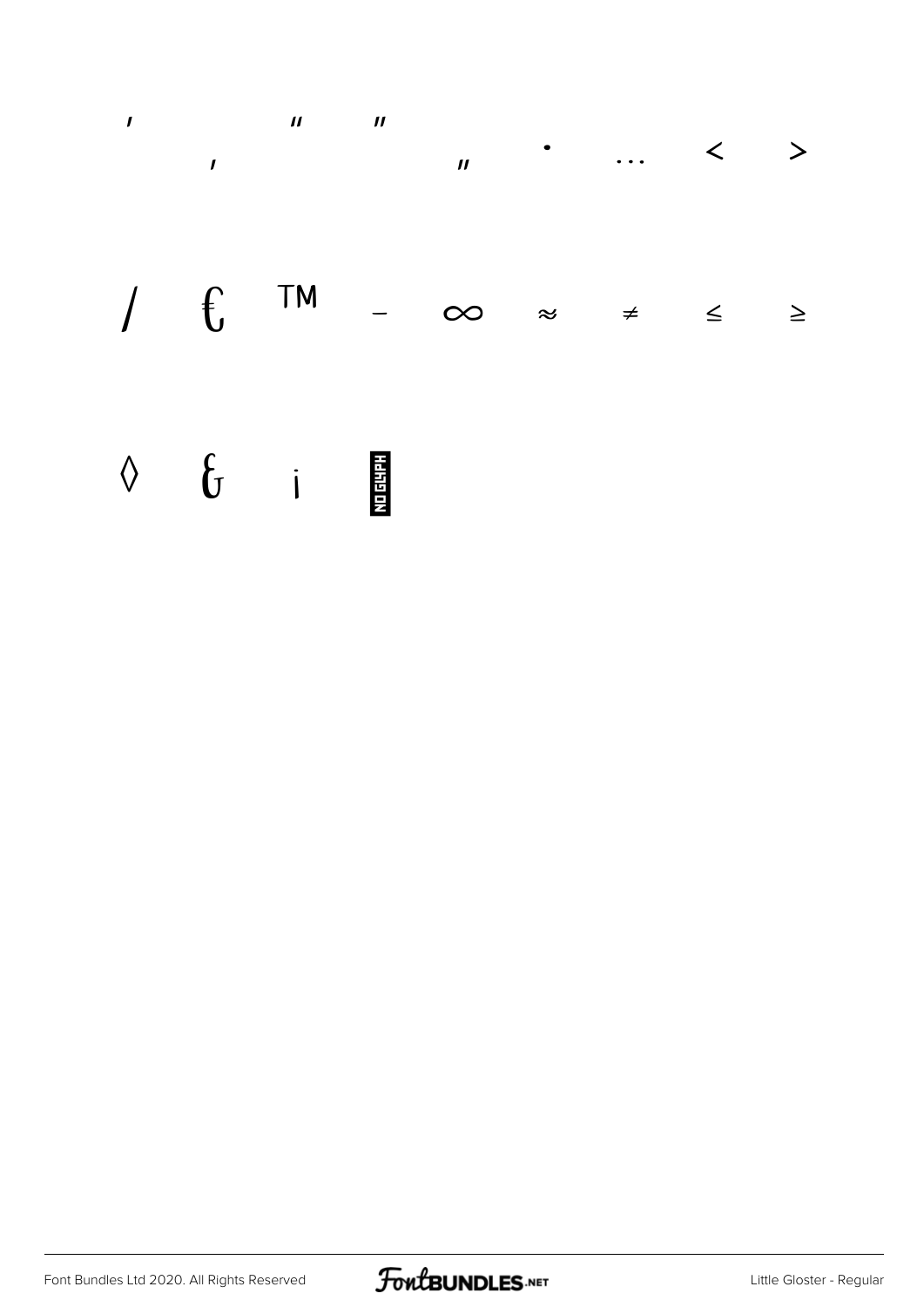' ‚ " " „ • … < >

/ € ™ − ∞ ≈ ≠ ≤ ≥

◊ € ¡ NO GLYPH